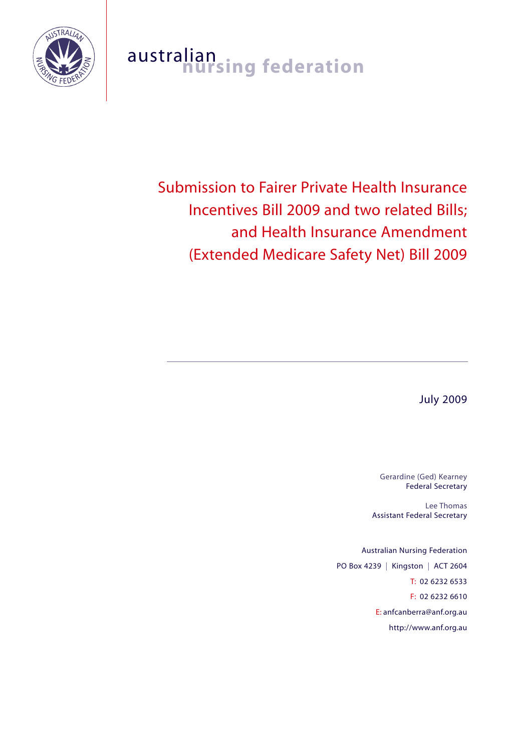australian nursing federation

# Submission to Fairer Private Health Insurance Incentives Bill 2009 and two related Bills; and Health Insurance Amendment (Extended Medicare Safety Net) Bill 2009

July 2009

Gerardine (Ged) Kearney
Federal Secretary

Lee Thomas
Assistant Federal Secretary

Australian Nursing Federation

PO Box 4239 | Kingston | ACT 2604

T: 02 6232 6533

F: 02 6232 6610

E: anfcanberra@anf.org.au

http://www.anf.org.au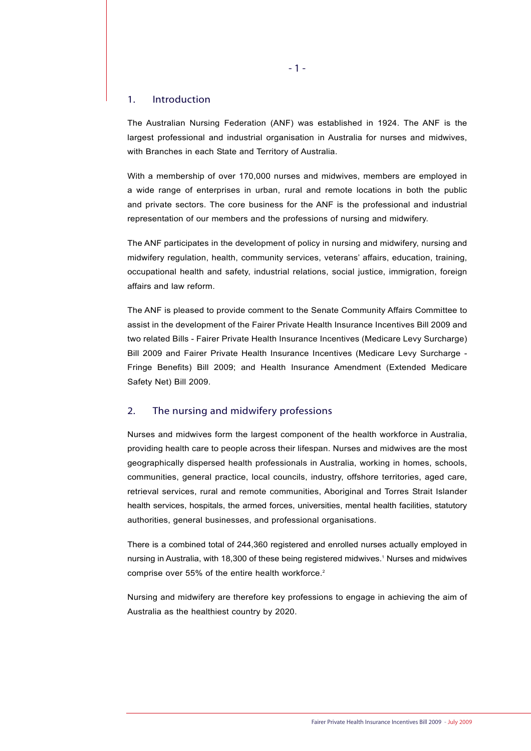## 1. Introduction

The Australian Nursing Federation (ANF) was established in 1924. The ANF is the largest professional and industrial organisation in Australia for nurses and midwives, with Branches in each State and Territory of Australia.

With a membership of over 170,000 nurses and midwives, members are employed in a wide range of enterprises in urban, rural and remote locations in both the public and private sectors. The core business for the ANF is the professional and industrial representation of our members and the professions of nursing and midwifery.

The ANF participates in the development of policy in nursing and midwifery, nursing and midwifery regulation, health, community services, veterans' affairs, education, training, occupational health and safety, industrial relations, social justice, immigration, foreign affairs and law reform.

The ANF is pleased to provide comment to the Senate Community Affairs Committee to assist in the development of the Fairer Private Health Insurance Incentives Bill 2009 and two related Bills - Fairer Private Health Insurance Incentives (Medicare Levy Surcharge) Bill 2009 and Fairer Private Health Insurance Incentives (Medicare Levy Surcharge - Fringe Benefits) Bill 2009; and Health Insurance Amendment (Extended Medicare Safety Net) Bill 2009.

## 2. The nursing and midwifery professions

Nurses and midwives form the largest component of the health workforce in Australia, providing health care to people across their lifespan. Nurses and midwives are the most geographically dispersed health professionals in Australia, working in homes, schools, communities, general practice, local councils, industry, offshore territories, aged care, retrieval services, rural and remote communities, Aboriginal and Torres Strait Islander health services, hospitals, the armed forces, universities, mental health facilities, statutory authorities, general businesses, and professional organisations.

There is a combined total of 244,360 registered and enrolled nurses actually employed in nursing in Australia, with 18,300 of these being registered midwives.[1] Nurses and midwives comprise over 55% of the entire health workforce.[2]

Nursing and midwifery are therefore key professions to engage in achieving the aim of Australia as the healthiest country by 2020.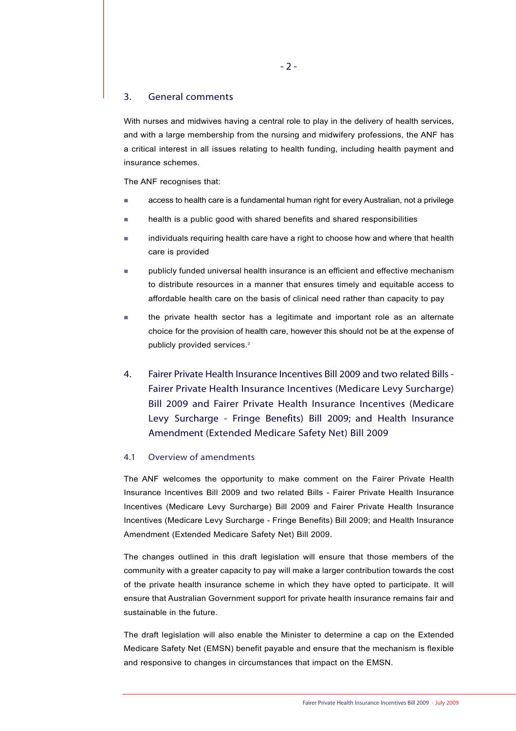## 3. General comments

With nurses and midwives having a central role to play in the delivery of health services, and with a large membership from the nursing and midwifery professions, the ANF has a critical interest in all issues relating to health funding, including health payment and insurance schemes.

The ANF recognises that:

- access to health care is a fundamental human right for every Australian, not a privilege
- health is a public good with shared benefits and shared responsibilities
- individuals requiring health care have a right to choose how and where that health care is provided
- publicly funded universal health insurance is an efficient and effective mechanism to distribute resources in a manner that ensures timely and equitable access to affordable health care on the basis of clinical need rather than capacity to pay
- the private health sector has a legitimate and important role as an alternate choice for the provision of health care, however this should not be at the expense of publicly provided services.[3]

## 4. Fairer Private Health Insurance Incentives Bill 2009 and two related Bills - Fairer Private Health Insurance Incentives (Medicare Levy Surcharge) Bill 2009 and Fairer Private Health Insurance Incentives (Medicare Levy Surcharge - Fringe Benefits) Bill 2009; and Health Insurance Amendment (Extended Medicare Safety Net) Bill 2009

### 4.1 Overview of amendments

The ANF welcomes the opportunity to make comment on the Fairer Private Health Insurance Incentives Bill 2009 and two related Bills - Fairer Private Health Insurance Incentives (Medicare Levy Surcharge) Bill 2009 and Fairer Private Health Insurance Incentives (Medicare Levy Surcharge - Fringe Benefits) Bill 2009; and Health Insurance Amendment (Extended Medicare Safety Net) Bill 2009.

The changes outlined in this draft legislation will ensure that those members of the community with a greater capacity to pay will make a larger contribution towards the cost of the private health insurance scheme in which they have opted to participate. It will ensure that Australian Government support for private health insurance remains fair and sustainable in the future.

The draft legislation will also enable the Minister to determine a cap on the Extended Medicare Safety Net (EMSN) benefit payable and ensure that the mechanism is flexible and responsive to changes in circumstances that impact on the EMSN.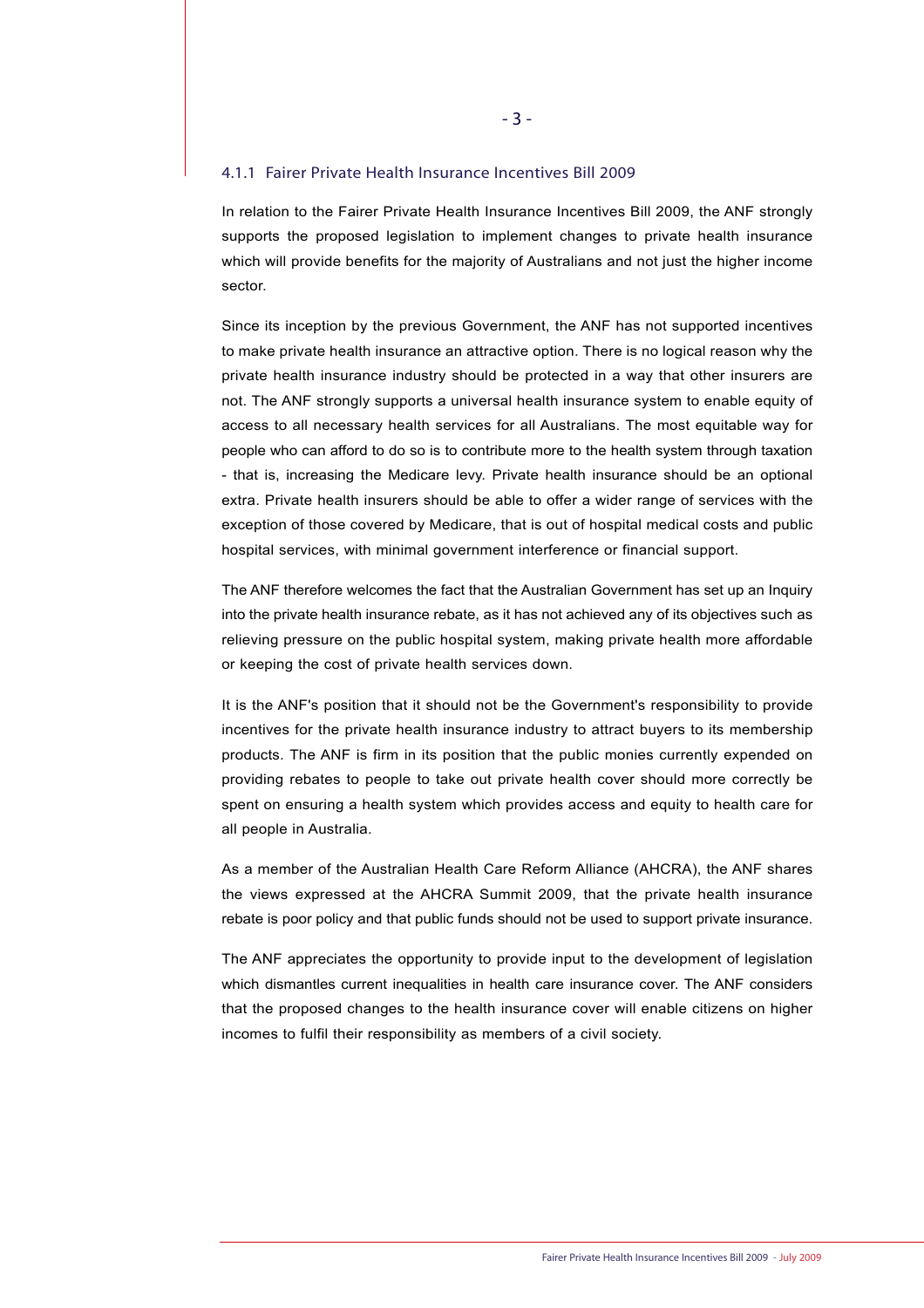### 4.1.1 Fairer Private Health Insurance Incentives Bill 2009

In relation to the Fairer Private Health Insurance Incentives Bill 2009, the ANF strongly supports the proposed legislation to implement changes to private health insurance which will provide benefits for the majority of Australians and not just the higher income sector.

Since its inception by the previous Government, the ANF has not supported incentives to make private health insurance an attractive option. There is no logical reason why the private health insurance industry should be protected in a way that other insurers are not. The ANF strongly supports a universal health insurance system to enable equity of access to all necessary health services for all Australians. The most equitable way for people who can afford to do so is to contribute more to the health system through taxation - that is, increasing the Medicare levy. Private health insurance should be an optional extra. Private health insurers should be able to offer a wider range of services with the exception of those covered by Medicare, that is out of hospital medical costs and public hospital services, with minimal government interference or financial support.

The ANF therefore welcomes the fact that the Australian Government has set up an Inquiry into the private health insurance rebate, as it has not achieved any of its objectives such as relieving pressure on the public hospital system, making private health more affordable or keeping the cost of private health services down.

It is the ANF's position that it should not be the Government's responsibility to provide incentives for the private health insurance industry to attract buyers to its membership products. The ANF is firm in its position that the public monies currently expended on providing rebates to people to take out private health cover should more correctly be spent on ensuring a health system which provides access and equity to health care for all people in Australia.

As a member of the Australian Health Care Reform Alliance (AHCRA), the ANF shares the views expressed at the AHCRA Summit 2009, that the private health insurance rebate is poor policy and that public funds should not be used to support private insurance.

The ANF appreciates the opportunity to provide input to the development of legislation which dismantles current inequalities in health care insurance cover. The ANF considers that the proposed changes to the health insurance cover will enable citizens on higher incomes to fulfil their responsibility as members of a civil society.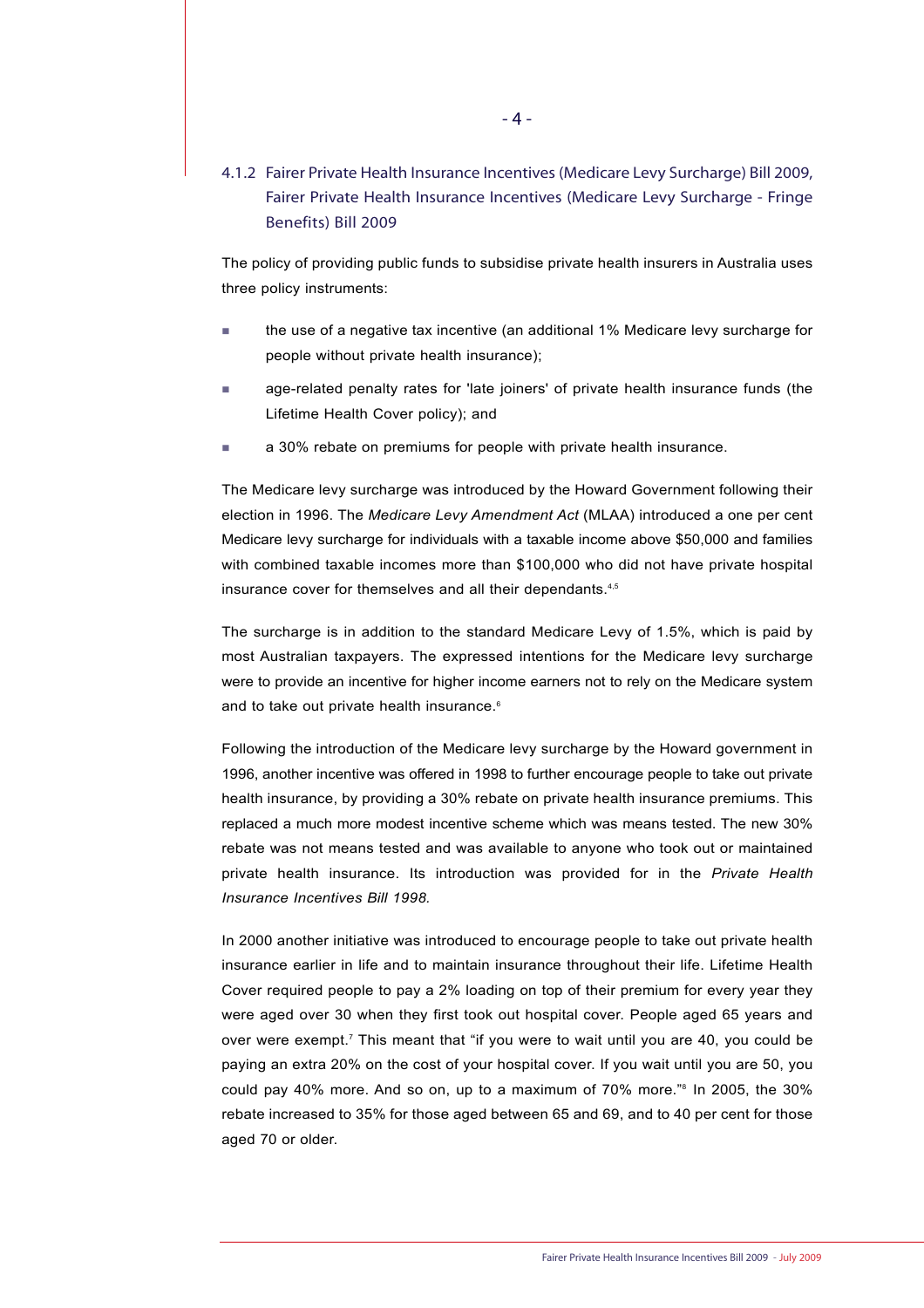### 4.1.2 Fairer Private Health Insurance Incentives (Medicare Levy Surcharge) Bill 2009, Fairer Private Health Insurance Incentives (Medicare Levy Surcharge - Fringe Benefits) Bill 2009

The policy of providing public funds to subsidise private health insurers in Australia uses three policy instruments:

- the use of a negative tax incentive (an additional 1% Medicare levy surcharge for people without private health insurance);
- age-related penalty rates for 'late joiners' of private health insurance funds (the Lifetime Health Cover policy); and
- a 30% rebate on premiums for people with private health insurance.

The Medicare levy surcharge was introduced by the Howard Government following their election in 1996. The *Medicare Levy Amendment Act* (MLAA) introduced a one per cent Medicare levy surcharge for individuals with a taxable income above $50,000 and families with combined taxable incomes more than $100,000 who did not have private hospital insurance cover for themselves and all their dependants.[4,5]

The surcharge is in addition to the standard Medicare Levy of 1.5%, which is paid by most Australian taxpayers. The expressed intentions for the Medicare levy surcharge were to provide an incentive for higher income earners not to rely on the Medicare system and to take out private health insurance.[6]

Following the introduction of the Medicare levy surcharge by the Howard government in 1996, another incentive was offered in 1998 to further encourage people to take out private health insurance, by providing a 30% rebate on private health insurance premiums. This replaced a much more modest incentive scheme which was means tested. The new 30% rebate was not means tested and was available to anyone who took out or maintained private health insurance. Its introduction was provided for in the *Private Health Insurance Incentives Bill 1998.*

In 2000 another initiative was introduced to encourage people to take out private health insurance earlier in life and to maintain insurance throughout their life. Lifetime Health Cover required people to pay a 2% loading on top of their premium for every year they were aged over 30 when they first took out hospital cover. People aged 65 years and over were exempt.[7] This meant that "if you were to wait until you are 40, you could be paying an extra 20% on the cost of your hospital cover. If you wait until you are 50, you could pay 40% more. And so on, up to a maximum of 70% more."[8] In 2005, the 30% rebate increased to 35% for those aged between 65 and 69, and to 40 per cent for those aged 70 or older.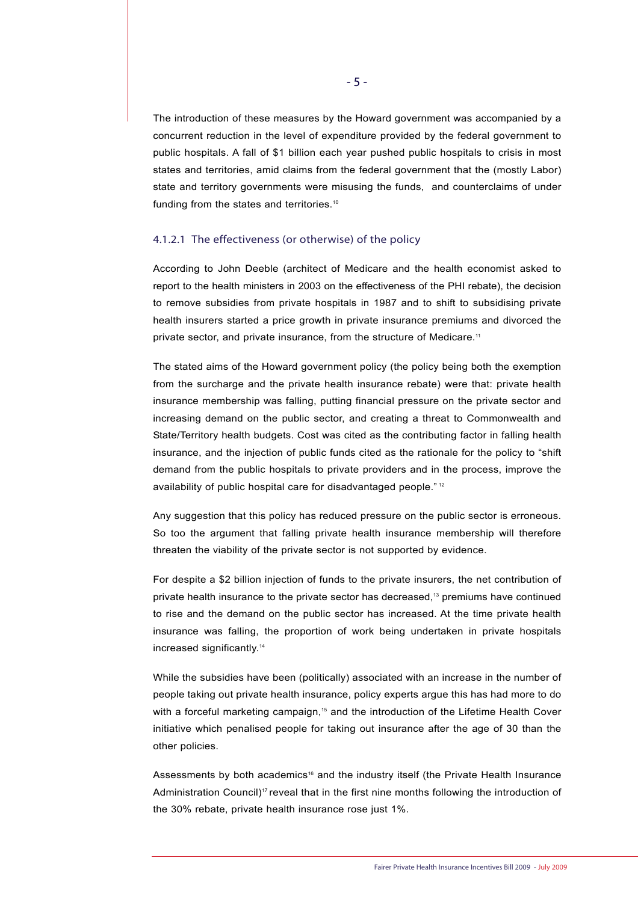The introduction of these measures by the Howard government was accompanied by a concurrent reduction in the level of expenditure provided by the federal government to public hospitals. A fall of $1 billion each year pushed public hospitals to crisis in most states and territories, amid claims from the federal government that the (mostly Labor) state and territory governments were misusing the funds, and counterclaims of under funding from the states and territories.[10]

#### 4.1.2.1 The effectiveness (or otherwise) of the policy

According to John Deeble (architect of Medicare and the health economist asked to report to the health ministers in 2003 on the effectiveness of the PHI rebate), the decision to remove subsidies from private hospitals in 1987 and to shift to subsidising private health insurers started a price growth in private insurance premiums and divorced the private sector, and private insurance, from the structure of Medicare.[11]

The stated aims of the Howard government policy (the policy being both the exemption from the surcharge and the private health insurance rebate) were that: private health insurance membership was falling, putting financial pressure on the private sector and increasing demand on the public sector, and creating a threat to Commonwealth and State/Territory health budgets. Cost was cited as the contributing factor in falling health insurance, and the injection of public funds cited as the rationale for the policy to "shift demand from the public hospitals to private providers and in the process, improve the availability of public hospital care for disadvantaged people." [12]

Any suggestion that this policy has reduced pressure on the public sector is erroneous. So too the argument that falling private health insurance membership will therefore threaten the viability of the private sector is not supported by evidence.

For despite a $2 billion injection of funds to the private insurers, the net contribution of private health insurance to the private sector has decreased,[13] premiums have continued to rise and the demand on the public sector has increased. At the time private health insurance was falling, the proportion of work being undertaken in private hospitals increased significantly.[14]

While the subsidies have been (politically) associated with an increase in the number of people taking out private health insurance, policy experts argue this has had more to do with a forceful marketing campaign,[15] and the introduction of the Lifetime Health Cover initiative which penalised people for taking out insurance after the age of 30 than the other policies.

Assessments by both academics[16] and the industry itself (the Private Health Insurance Administration Council)[17] reveal that in the first nine months following the introduction of the 30% rebate, private health insurance rose just 1%.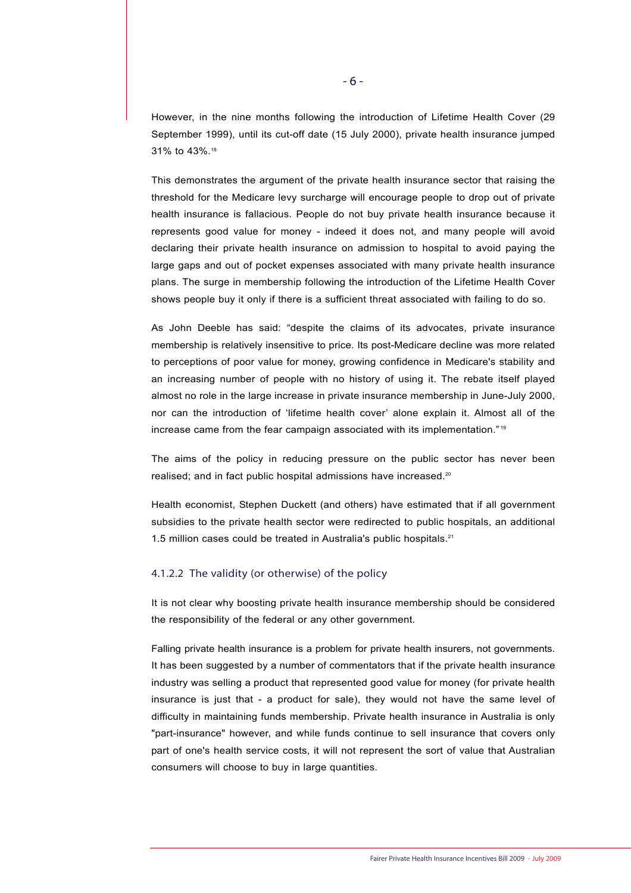However, in the nine months following the introduction of Lifetime Health Cover (29 September 1999), until its cut-off date (15 July 2000), private health insurance jumped 31% to 43%.[18]

This demonstrates the argument of the private health insurance sector that raising the threshold for the Medicare levy surcharge will encourage people to drop out of private health insurance is fallacious. People do not buy private health insurance because it represents good value for money - indeed it does not, and many people will avoid declaring their private health insurance on admission to hospital to avoid paying the large gaps and out of pocket expenses associated with many private health insurance plans. The surge in membership following the introduction of the Lifetime Health Cover shows people buy it only if there is a sufficient threat associated with failing to do so.

As John Deeble has said: "despite the claims of its advocates, private insurance membership is relatively insensitive to price. Its post-Medicare decline was more related to perceptions of poor value for money, growing confidence in Medicare's stability and an increasing number of people with no history of using it. The rebate itself played almost no role in the large increase in private insurance membership in June-July 2000, nor can the introduction of 'lifetime health cover' alone explain it. Almost all of the increase came from the fear campaign associated with its implementation."[19]

The aims of the policy in reducing pressure on the public sector has never been realised; and in fact public hospital admissions have increased.[20]

Health economist, Stephen Duckett (and others) have estimated that if all government subsidies to the private health sector were redirected to public hospitals, an additional 1.5 million cases could be treated in Australia's public hospitals.[21]

#### 4.1.2.2 The validity (or otherwise) of the policy

It is not clear why boosting private health insurance membership should be considered the responsibility of the federal or any other government.

Falling private health insurance is a problem for private health insurers, not governments. It has been suggested by a number of commentators that if the private health insurance industry was selling a product that represented good value for money (for private health insurance is just that - a product for sale), they would not have the same level of difficulty in maintaining funds membership. Private health insurance in Australia is only "part-insurance" however, and while funds continue to sell insurance that covers only part of one's health service costs, it will not represent the sort of value that Australian consumers will choose to buy in large quantities.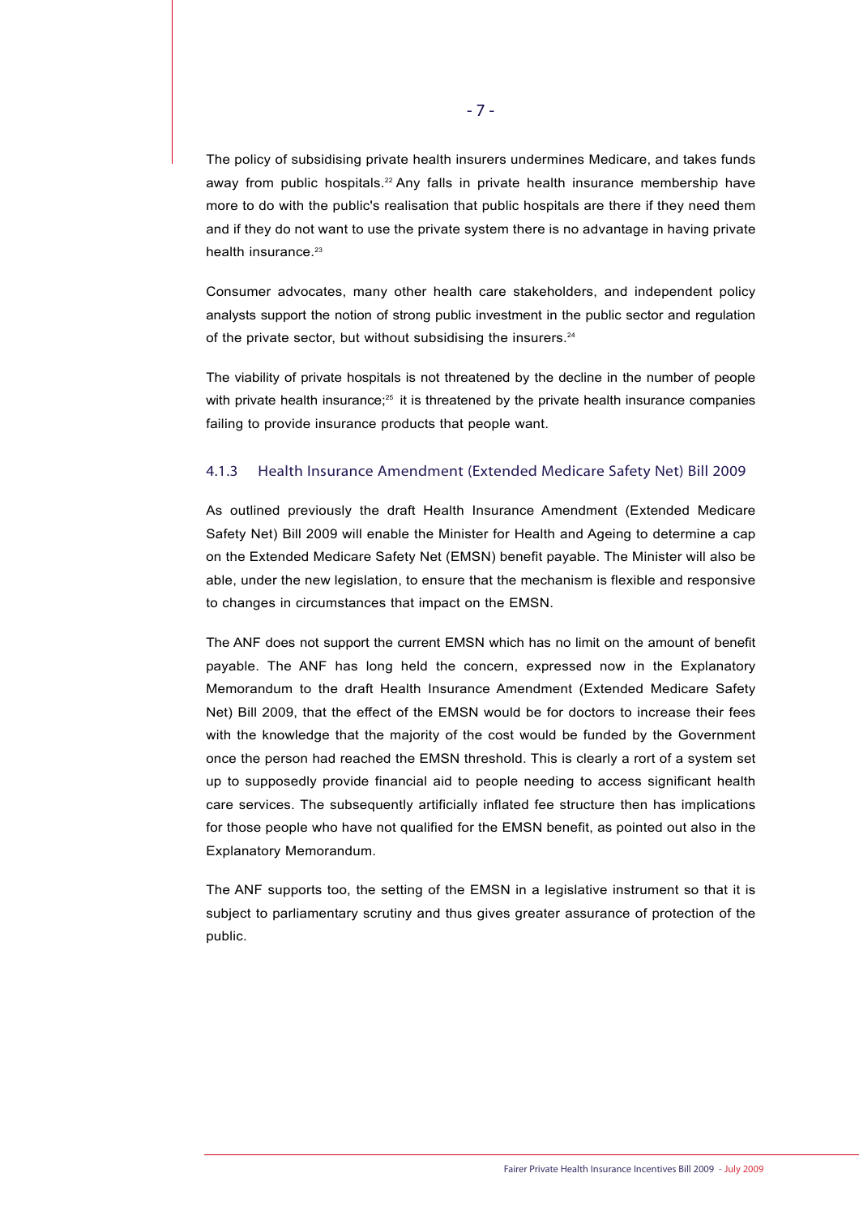The policy of subsidising private health insurers undermines Medicare, and takes funds away from public hospitals.[22] Any falls in private health insurance membership have more to do with the public's realisation that public hospitals are there if they need them and if they do not want to use the private system there is no advantage in having private health insurance.[23]

Consumer advocates, many other health care stakeholders, and independent policy analysts support the notion of strong public investment in the public sector and regulation of the private sector, but without subsidising the insurers.[24]

The viability of private hospitals is not threatened by the decline in the number of people with private health insurance;[25] it is threatened by the private health insurance companies failing to provide insurance products that people want.

### 4.1.3 Health Insurance Amendment (Extended Medicare Safety Net) Bill 2009

As outlined previously the draft Health Insurance Amendment (Extended Medicare Safety Net) Bill 2009 will enable the Minister for Health and Ageing to determine a cap on the Extended Medicare Safety Net (EMSN) benefit payable. The Minister will also be able, under the new legislation, to ensure that the mechanism is flexible and responsive to changes in circumstances that impact on the EMSN.

The ANF does not support the current EMSN which has no limit on the amount of benefit payable. The ANF has long held the concern, expressed now in the Explanatory Memorandum to the draft Health Insurance Amendment (Extended Medicare Safety Net) Bill 2009, that the effect of the EMSN would be for doctors to increase their fees with the knowledge that the majority of the cost would be funded by the Government once the person had reached the EMSN threshold. This is clearly a rort of a system set up to supposedly provide financial aid to people needing to access significant health care services. The subsequently artificially inflated fee structure then has implications for those people who have not qualified for the EMSN benefit, as pointed out also in the Explanatory Memorandum.

The ANF supports too, the setting of the EMSN in a legislative instrument so that it is subject to parliamentary scrutiny and thus gives greater assurance of protection of the public.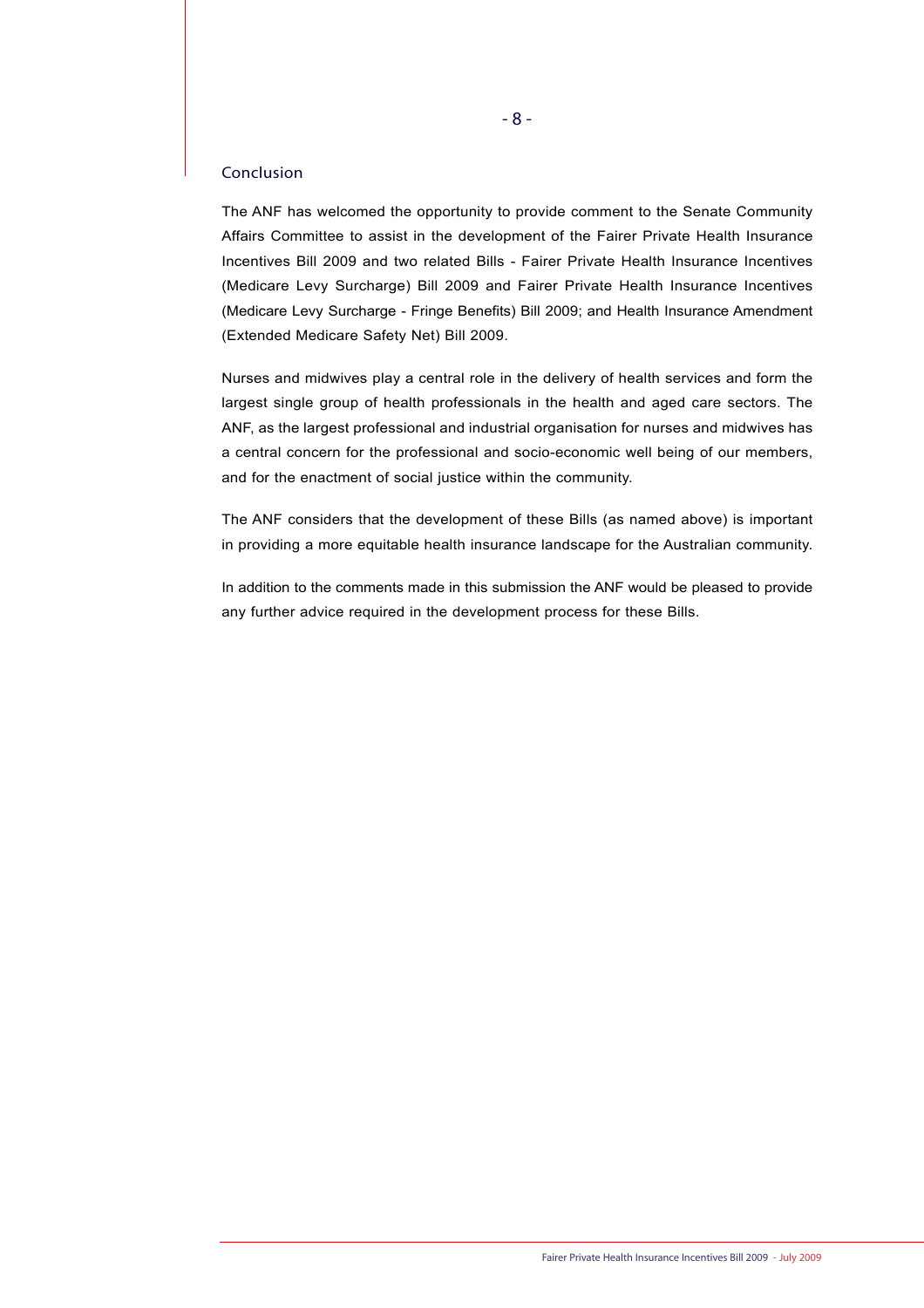## Conclusion

The ANF has welcomed the opportunity to provide comment to the Senate Community Affairs Committee to assist in the development of the Fairer Private Health Insurance Incentives Bill 2009 and two related Bills - Fairer Private Health Insurance Incentives (Medicare Levy Surcharge) Bill 2009 and Fairer Private Health Insurance Incentives (Medicare Levy Surcharge - Fringe Benefits) Bill 2009; and Health Insurance Amendment (Extended Medicare Safety Net) Bill 2009.

Nurses and midwives play a central role in the delivery of health services and form the largest single group of health professionals in the health and aged care sectors. The ANF, as the largest professional and industrial organisation for nurses and midwives has a central concern for the professional and socio-economic well being of our members, and for the enactment of social justice within the community.

The ANF considers that the development of these Bills (as named above) is important in providing a more equitable health insurance landscape for the Australian community.

In addition to the comments made in this submission the ANF would be pleased to provide any further advice required in the development process for these Bills.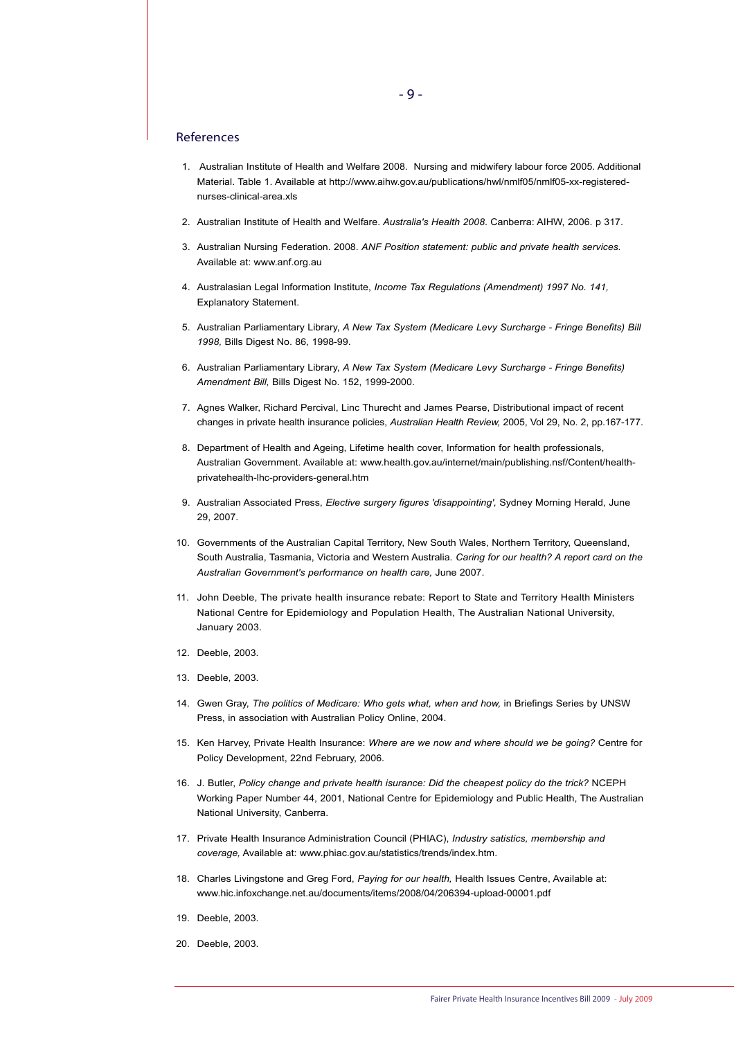## References

1. Australian Institute of Health and Welfare 2008. Nursing and midwifery labour force 2005. Additional Material. Table 1. Available at http://www.aihw.gov.au/publications/hwl/nmlf05/nmlf05-xx-registered-nurses-clinical-area.xls

2. Australian Institute of Health and Welfare. *Australia's Health 2008*. Canberra: AIHW, 2006. p 317.

3. Australian Nursing Federation. 2008. *ANF Position statement: public and private health services.* Available at: www.anf.org.au

4. Australasian Legal Information Institute, *Income Tax Regulations (Amendment) 1997 No. 141,* Explanatory Statement.

5. Australian Parliamentary Library, *A New Tax System (Medicare Levy Surcharge - Fringe Benefits) Bill 1998,* Bills Digest No. 86, 1998-99.

6. Australian Parliamentary Library, *A New Tax System (Medicare Levy Surcharge - Fringe Benefits) Amendment Bill,* Bills Digest No. 152, 1999-2000.

7. Agnes Walker, Richard Percival, Linc Thurecht and James Pearse, Distributional impact of recent changes in private health insurance policies, *Australian Health Review,* 2005, Vol 29, No. 2, pp.167-177.

8. Department of Health and Ageing, Lifetime health cover, Information for health professionals, Australian Government. Available at: www.health.gov.au/internet/main/publishing.nsf/Content/health-privatehealth-lhc-providers-general.htm

9. Australian Associated Press, *Elective surgery figures 'disappointing',* Sydney Morning Herald, June 29, 2007.

10. Governments of the Australian Capital Territory, New South Wales, Northern Territory, Queensland, South Australia, Tasmania, Victoria and Western Australia. *Caring for our health? A report card on the Australian Government's performance on health care,* June 2007.

11. John Deeble, The private health insurance rebate: Report to State and Territory Health Ministers National Centre for Epidemiology and Population Health, The Australian National University, January 2003.

12. Deeble, 2003.

13. Deeble, 2003.

14. Gwen Gray, *The politics of Medicare: Who gets what, when and how,* in Briefings Series by UNSW Press, in association with Australian Policy Online, 2004.

15. Ken Harvey, Private Health Insurance: *Where are we now and where should we be going?* Centre for Policy Development, 22nd February, 2006.

16. J. Butler, *Policy change and private health isurance: Did the cheapest policy do the trick?* NCEPH Working Paper Number 44, 2001, National Centre for Epidemiology and Public Health, The Australian National University, Canberra.

17. Private Health Insurance Administration Council (PHIAC), *Industry satistics, membership and coverage,* Available at: www.phiac.gov.au/statistics/trends/index.htm.

18. Charles Livingstone and Greg Ford, *Paying for our health,* Health Issues Centre, Available at: www.hic.infoxchange.net.au/documents/items/2008/04/206394-upload-00001.pdf

19. Deeble, 2003.

20. Deeble, 2003.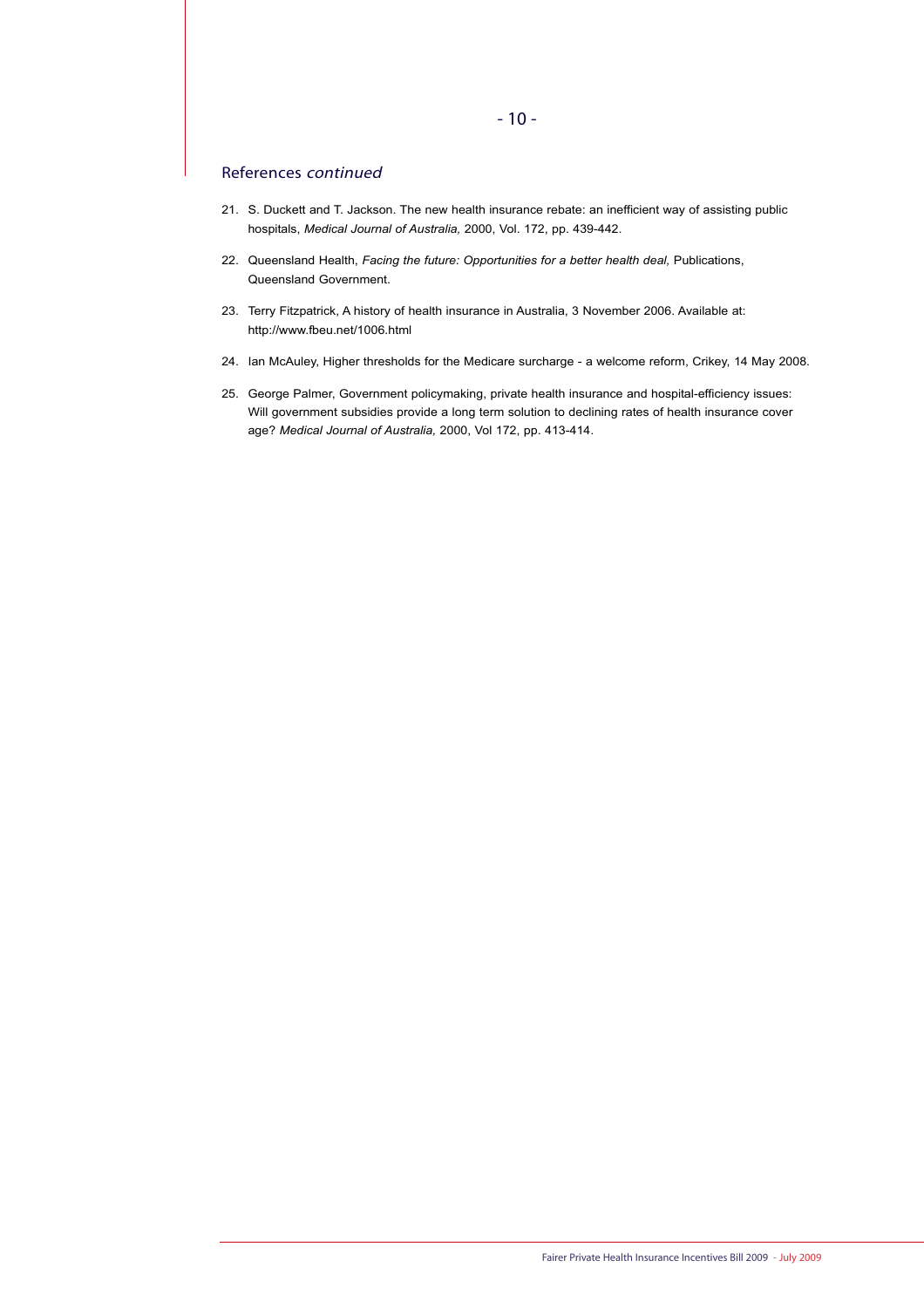## References *continued*

21. S. Duckett and T. Jackson. The new health insurance rebate: an inefficient way of assisting public hospitals, *Medical Journal of Australia,* 2000, Vol. 172, pp. 439-442.

22. Queensland Health, *Facing the future: Opportunities for a better health deal,* Publications, Queensland Government.

23. Terry Fitzpatrick, A history of health insurance in Australia, 3 November 2006. Available at: http://www.fbeu.net/1006.html

24. Ian McAuley, Higher thresholds for the Medicare surcharge - a welcome reform, Crikey, 14 May 2008.

25. George Palmer, Government policymaking, private health insurance and hospital-efficiency issues: Will government subsidies provide a long term solution to declining rates of health insurance cover age? *Medical Journal of Australia,* 2000, Vol 172, pp. 413-414.